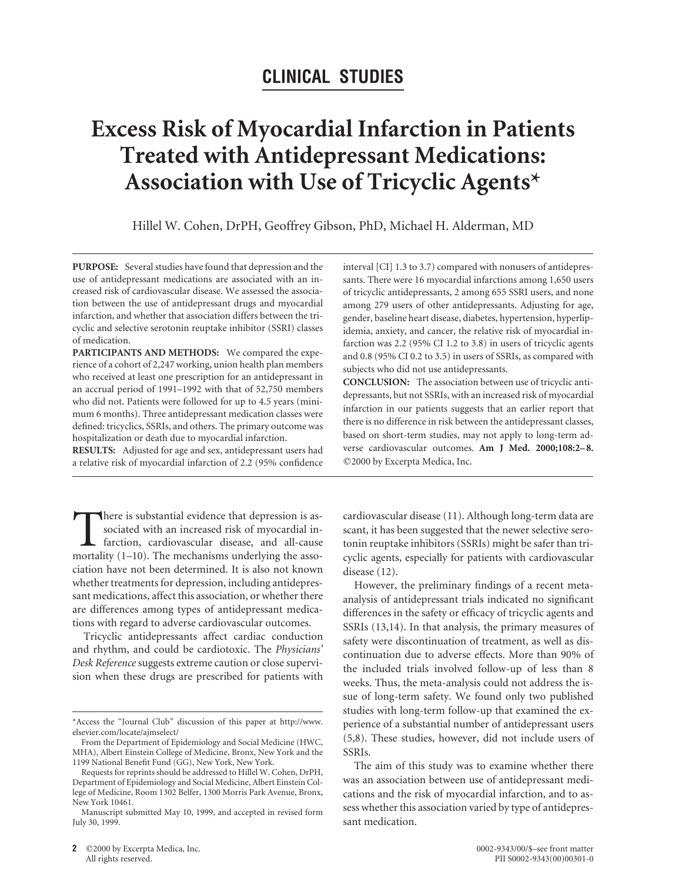CLINICAL STUDIES

# Excess Risk of Myocardial Infarction in Patients Treated with Antidepressant Medications: Association with Use of Tricyclic Agents*

Hillel W. Cohen, DrPH, Geoffrey Gibson, PhD, Michael H. Alderman, MD

**PURPOSE:** Several studies have found that depression and the use of antidepressant medications are associated with an increased risk of cardiovascular disease. We assessed the association between the use of antidepressant drugs and myocardial infarction, and whether that association differs between the tricyclic and selective serotonin reuptake inhibitor (SSRI) classes of medication.

**PARTICIPANTS AND METHODS:** We compared the experience of a cohort of 2,247 working, union health plan members who received at least one prescription for an antidepressant in an accrual period of 1991–1992 with that of 52,750 members who did not. Patients were followed for up to 4.5 years (minimum 6 months). Three antidepressant medication classes were defined: tricyclics, SSRIs, and others. The primary outcome was hospitalization or death due to myocardial infarction.

**RESULTS:** Adjusted for age and sex, antidepressant users had a relative risk of myocardial infarction of 2.2 (95% confidence interval [CI] 1.3 to 3.7) compared with nonusers of antidepressants. There were 16 myocardial infarctions among 1,650 users of tricyclic antidepressants, 2 among 655 SSRI users, and none among 279 users of other antidepressants. Adjusting for age, gender, baseline heart disease, diabetes, hypertension, hyperlipidemia, anxiety, and cancer, the relative risk of myocardial infarction was 2.2 (95% CI 1.2 to 3.8) in users of tricyclic agents and 0.8 (95% CI 0.2 to 3.5) in users of SSRIs, as compared with subjects who did not use antidepressants.

**CONCLUSION:** The association between use of tricyclic antidepressants, but not SSRIs, with an increased risk of myocardial infarction in our patients suggests that an earlier report that there is no difference in risk between the antidepressant classes, based on short-term studies, may not apply to long-term adverse cardiovascular outcomes. **Am J Med. 2000;108:2–8.** ©2000 by Excerpta Medica, Inc.

---

There is substantial evidence that depression is associated with an increased risk of myocardial infarction, cardiovascular disease, and all-cause mortality (1–10). The mechanisms underlying the association have not been determined. It is also not known whether treatments for depression, including antidepressant medications, affect this association, or whether there are differences among types of antidepressant medications with regard to adverse cardiovascular outcomes.

Tricyclic antidepressants affect cardiac conduction and rhythm, and could be cardiotoxic. The *Physicians' Desk Reference* suggests extreme caution or close supervision when these drugs are prescribed for patients with cardiovascular disease (11). Although long-term data are scant, it has been suggested that the newer selective serotonin reuptake inhibitors (SSRIs) might be safer than tricyclic agents, especially for patients with cardiovascular disease (12).

However, the preliminary findings of a recent meta-analysis of antidepressant trials indicated no significant differences in the safety or efficacy of tricyclic agents and SSRIs (13,14). In that analysis, the primary measures of safety were discontinuation of treatment, as well as discontinuation due to adverse effects. More than 90% of the included trials involved follow-up of less than 8 weeks. Thus, the meta-analysis could not address the issue of long-term safety. We found only two published studies with long-term follow-up that examined the experience of a substantial number of antidepressant users (5,8). These studies, however, did not include users of SSRIs.

The aim of this study was to examine whether there was an association between use of antidepressant medications and the risk of myocardial infarction, and to assess whether this association varied by type of antidepressant medication.

---

*Access the "Journal Club" discussion of this paper at http://www.elsevier.com/locate/ajmselect/

From the Department of Epidemiology and Social Medicine (HWC, MHA), Albert Einstein College of Medicine, Bronx, New York and the 1199 National Benefit Fund (GG), New York, New York.

Requests for reprints should be addressed to Hillel W. Cohen, DrPH, Department of Epidemiology and Social Medicine, Albert Einstein College of Medicine, Room 1302 Belfer, 1300 Morris Park Avenue, Bronx, New York 10461.

Manuscript submitted May 10, 1999, and accepted in revised form July 30, 1999.

©2000 by Excerpta Medica, Inc. All rights reserved. 0002-9343/00/$–see front matter PII S0002-9343(00)00301-0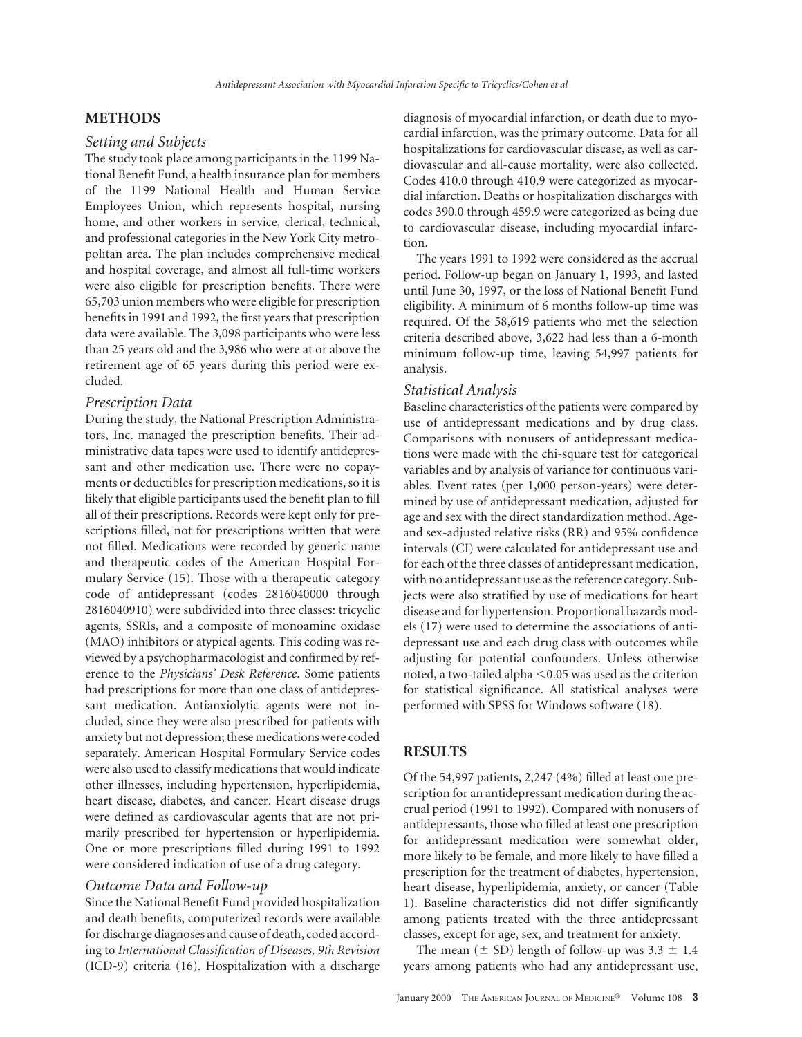## METHODS

### Setting and Subjects

The study took place among participants in the 1199 National Benefit Fund, a health insurance plan for members of the 1199 National Health and Human Service Employees Union, which represents hospital, nursing home, and other workers in service, clerical, technical, and professional categories in the New York City metropolitan area. The plan includes comprehensive medical and hospital coverage, and almost all full-time workers were also eligible for prescription benefits. There were 65,703 union members who were eligible for prescription benefits in 1991 and 1992, the first years that prescription data were available. The 3,098 participants who were less than 25 years old and the 3,986 who were at or above the retirement age of 65 years during this period were excluded.

### Prescription Data

During the study, the National Prescription Administrators, Inc. managed the prescription benefits. Their administrative data tapes were used to identify antidepressant and other medication use. There were no copayments or deductibles for prescription medications, so it is likely that eligible participants used the benefit plan to fill all of their prescriptions. Records were kept only for prescriptions filled, not for prescriptions written that were not filled. Medications were recorded by generic name and therapeutic codes of the American Hospital Formulary Service (15). Those with a therapeutic category code of antidepressant (codes 2816040000 through 2816040910) were subdivided into three classes: tricyclic agents, SSRIs, and a composite of monoamine oxidase (MAO) inhibitors or atypical agents. This coding was reviewed by a psychopharmacologist and confirmed by reference to the *Physicians' Desk Reference*. Some patients had prescriptions for more than one class of antidepressant medication. Antianxiolytic agents were not included, since they were also prescribed for patients with anxiety but not depression; these medications were coded separately. American Hospital Formulary Service codes were also used to classify medications that would indicate other illnesses, including hypertension, hyperlipidemia, heart disease, diabetes, and cancer. Heart disease drugs were defined as cardiovascular agents that are not primarily prescribed for hypertension or hyperlipidemia. One or more prescriptions filled during 1991 to 1992 were considered indication of use of a drug category.

### Outcome Data and Follow-up

Since the National Benefit Fund provided hospitalization and death benefits, computerized records were available for discharge diagnoses and cause of death, coded according to *International Classification of Diseases, 9th Revision* (ICD-9) criteria (16). Hospitalization with a discharge diagnosis of myocardial infarction, or death due to myocardial infarction, was the primary outcome. Data for all hospitalizations for cardiovascular disease, as well as cardiovascular and all-cause mortality, were also collected. Codes 410.0 through 410.9 were categorized as myocardial infarction. Deaths or hospitalization discharges with codes 390.0 through 459.9 were categorized as being due to cardiovascular disease, including myocardial infarction.

The years 1991 to 1992 were considered as the accrual period. Follow-up began on January 1, 1993, and lasted until June 30, 1997, or the loss of National Benefit Fund eligibility. A minimum of 6 months follow-up time was required. Of the 58,619 patients who met the selection criteria described above, 3,622 had less than a 6-month minimum follow-up time, leaving 54,997 patients for analysis.

### Statistical Analysis

Baseline characteristics of the patients were compared by use of antidepressant medications and by drug class. Comparisons with nonusers of antidepressant medications were made with the chi-square test for categorical variables and by analysis of variance for continuous variables. Event rates (per 1,000 person-years) were determined by use of antidepressant medication, adjusted for age and sex with the direct standardization method. Age- and sex-adjusted relative risks (RR) and 95% confidence intervals (CI) were calculated for antidepressant use and for each of the three classes of antidepressant medication, with no antidepressant use as the reference category. Subjects were also stratified by use of medications for heart disease and for hypertension. Proportional hazards models (17) were used to determine the associations of antidepressant use and each drug class with outcomes while adjusting for potential confounders. Unless otherwise noted, a two-tailed alpha $<0.05$ was used as the criterion for statistical significance. All statistical analyses were performed with SPSS for Windows software (18).

## RESULTS

Of the 54,997 patients, 2,247 (4%) filled at least one prescription for an antidepressant medication during the accrual period (1991 to 1992). Compared with nonusers of antidepressants, those who filled at least one prescription for antidepressant medication were somewhat older, more likely to be female, and more likely to have filled a prescription for the treatment of diabetes, hypertension, heart disease, hyperlipidemia, anxiety, or cancer (Table 1). Baseline characteristics did not differ significantly among patients treated with the three antidepressant classes, except for age, sex, and treatment for anxiety.

The mean ($\pm$ SD) length of follow-up was $3.3 \pm 1.4$ years among patients who had any antidepressant use,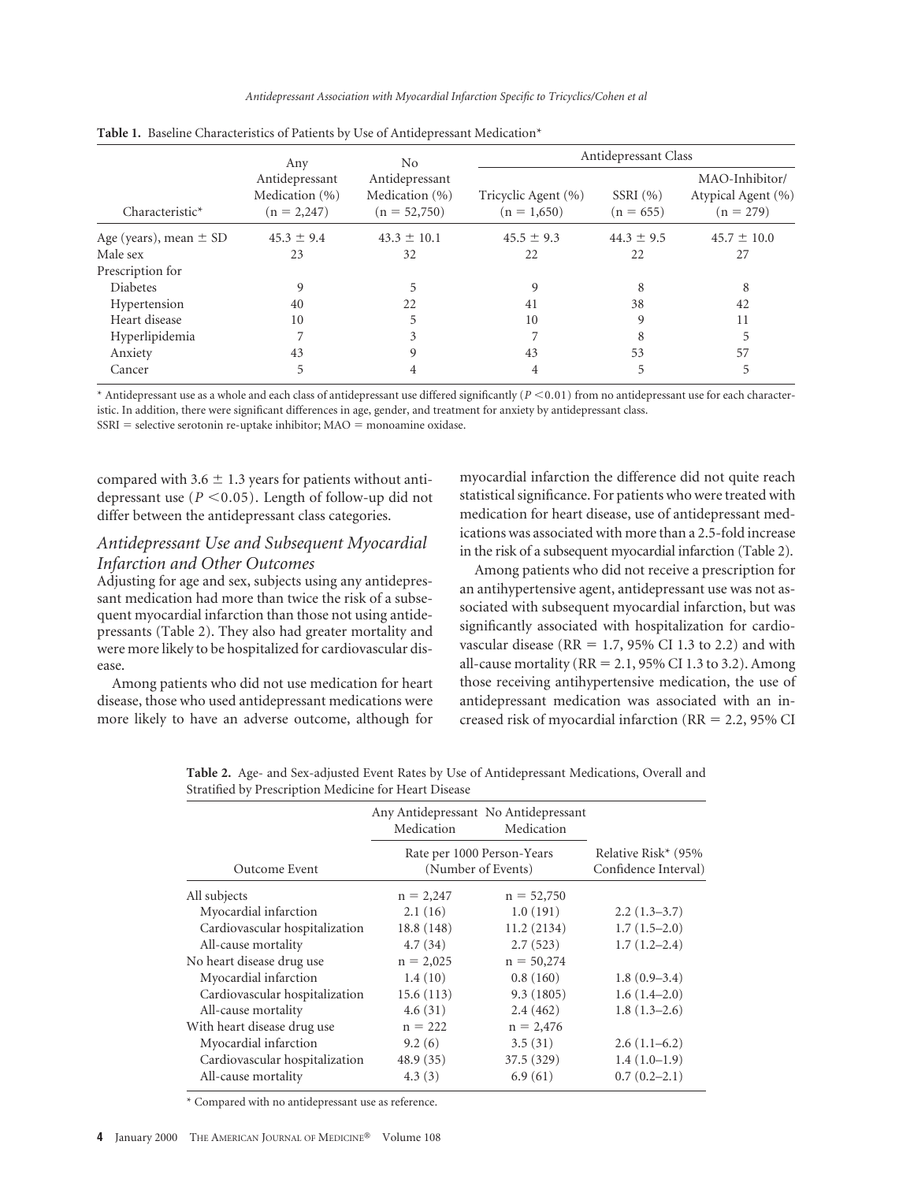**Table 1.** Baseline Characteristics of Patients by Use of Antidepressant Medication*

| Characteristic* | Any Antidepressant Medication (%) (n = 2,247) | No Antidepressant Medication (%) (n = 52,750) | Antidepressant Class | | |
|---|---|---|---|---|---|
| | | | Tricyclic Agent (%) (n = 1,650) | SSRI (%) (n = 655) | MAO-Inhibitor/ Atypical Agent (%) (n = 279) |
| Age (years), mean ± SD | 45.3 ± 9.4 | 43.3 ± 10.1 | 45.5 ± 9.3 | 44.3 ± 9.5 | 45.7 ± 10.0 |
| Male sex | 23 | 32 | 22 | 22 | 27 |
| Prescription for | | | | | |
| Diabetes | 9 | 5 | 9 | 8 | 8 |
| Hypertension | 40 | 22 | 41 | 38 | 42 |
| Heart disease | 10 | 5 | 10 | 9 | 11 |
| Hyperlipidemia | 7 | 3 | 7 | 8 | 5 |
| Anxiety | 43 | 9 | 43 | 53 | 57 |
| Cancer | 5 | 4 | 4 | 5 | 5 |

* Antidepressant use as a whole and each class of antidepressant use differed significantly ($P < 0.01$) from no antidepressant use for each characteristic. In addition, there were significant differences in age, gender, and treatment for anxiety by antidepressant class.
SSRI = selective serotonin re-uptake inhibitor; MAO = monoamine oxidase.

compared with 3.6 ± 1.3 years for patients without antidepressant use ($P < 0.05$). Length of follow-up did not differ between the antidepressant class categories.

## *Antidepressant Use and Subsequent Myocardial Infarction and Other Outcomes*

Adjusting for age and sex, subjects using any antidepressant medication had more than twice the risk of a subsequent myocardial infarction than those not using antidepressants (Table 2). They also had greater mortality and were more likely to be hospitalized for cardiovascular disease.

Among patients who did not use medication for heart disease, those who used antidepressant medications were more likely to have an adverse outcome, although for myocardial infarction the difference did not quite reach statistical significance. For patients who were treated with medication for heart disease, use of antidepressant medications was associated with more than a 2.5-fold increase in the risk of a subsequent myocardial infarction (Table 2).

Among patients who did not receive a prescription for an antihypertensive agent, antidepressant use was not associated with subsequent myocardial infarction, but was significantly associated with hospitalization for cardiovascular disease (RR = 1.7, 95% CI 1.3 to 2.2) and with all-cause mortality (RR = 2.1, 95% CI 1.3 to 3.2). Among those receiving antihypertensive medication, the use of antidepressant medication was associated with an increased risk of myocardial infarction (RR = 2.2, 95% CI

**Table 2.** Age- and Sex-adjusted Event Rates by Use of Antidepressant Medications, Overall and Stratified by Prescription Medicine for Heart Disease

| Outcome Event | Any Antidepressant Medication | No Antidepressant Medication | Relative Risk* (95% Confidence Interval) |
|---|---|---|---|
| | Rate per 1000 Person-Years (Number of Events) | | |
| All subjects | n = 2,247 | n = 52,750 | |
| Myocardial infarction | 2.1 (16) | 1.0 (191) | 2.2 (1.3–3.7) |
| Cardiovascular hospitalization | 18.8 (148) | 11.2 (2134) | 1.7 (1.5–2.0) |
| All-cause mortality | 4.7 (34) | 2.7 (523) | 1.7 (1.2–2.4) |
| No heart disease drug use | n = 2,025 | n = 50,274 | |
| Myocardial infarction | 1.4 (10) | 0.8 (160) | 1.8 (0.9–3.4) |
| Cardiovascular hospitalization | 15.6 (113) | 9.3 (1805) | 1.6 (1.4–2.0) |
| All-cause mortality | 4.6 (31) | 2.4 (462) | 1.8 (1.3–2.6) |
| With heart disease drug use | n = 222 | n = 2,476 | |
| Myocardial infarction | 9.2 (6) | 3.5 (31) | 2.6 (1.1–6.2) |
| Cardiovascular hospitalization | 48.9 (35) | 37.5 (329) | 1.4 (1.0–1.9) |
| All-cause mortality | 4.3 (3) | 6.9 (61) | 0.7 (0.2–2.1) |

* Compared with no antidepressant use as reference.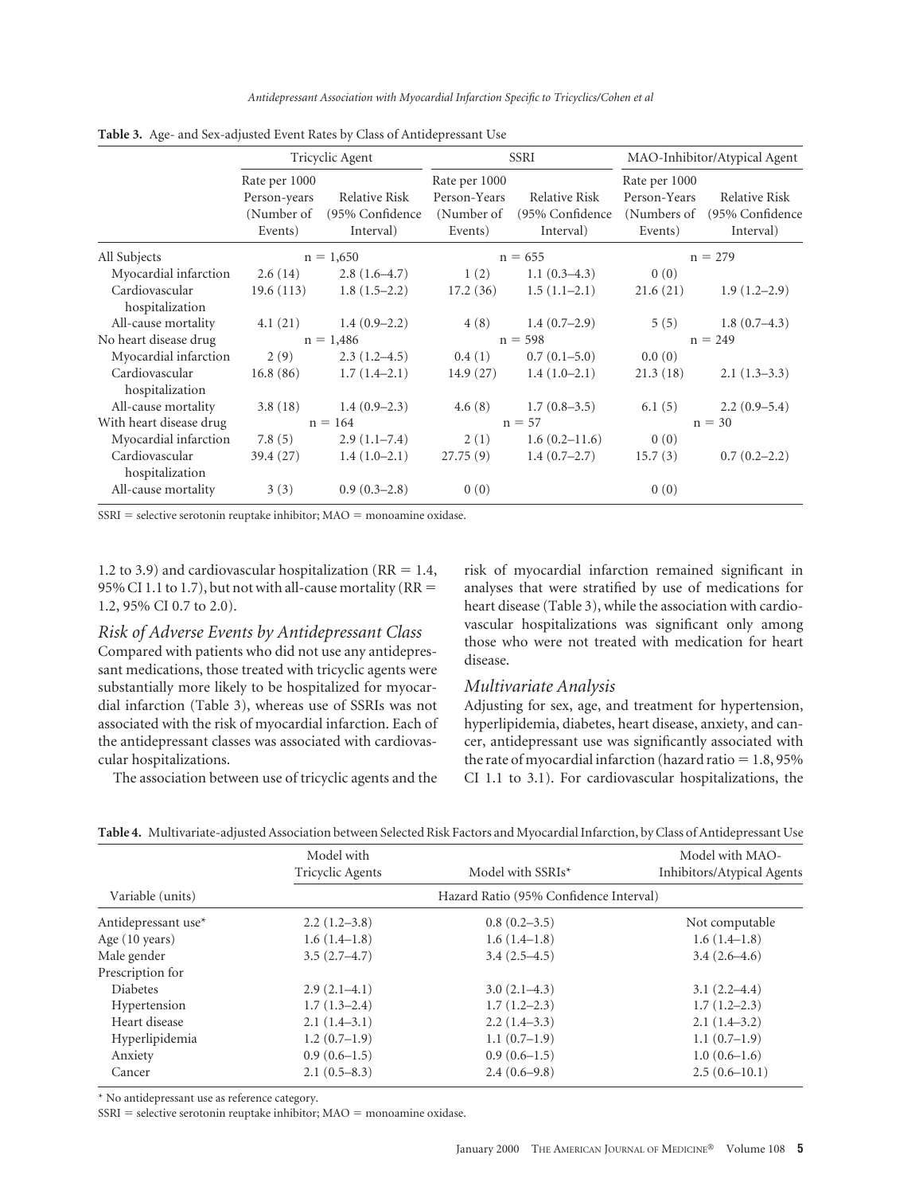**Table 3.** Age- and Sex-adjusted Event Rates by Class of Antidepressant Use

| | Tricyclic Agent | | SSRI | | MAO-Inhibitor/Atypical Agent | |
|---|---|---|---|---|---|---|
| | Rate per 1000 Person-years (Number of Events) | Relative Risk (95% Confidence Interval) | Rate per 1000 Person-Years (Number of Events) | Relative Risk (95% Confidence Interval) | Rate per 1000 Person-Years (Numbers of Events) | Relative Risk (95% Confidence Interval) |
| All Subjects | n = 1,650 | | n = 655 | | n = 279 | |
| Myocardial infarction | 2.6 (14) | 2.8 (1.6–4.7) | 1 (2) | 1.1 (0.3–4.3) | 0 (0) | |
| Cardiovascular hospitalization | 19.6 (113) | 1.8 (1.5–2.2) | 17.2 (36) | 1.5 (1.1–2.1) | 21.6 (21) | 1.9 (1.2–2.9) |
| All-cause mortality | 4.1 (21) | 1.4 (0.9–2.2) | 4 (8) | 1.4 (0.7–2.9) | 5 (5) | 1.8 (0.7–4.3) |
| No heart disease drug | n = 1,486 | | n = 598 | | n = 249 | |
| Myocardial infarction | 2 (9) | 2.3 (1.2–4.5) | 0.4 (1) | 0.7 (0.1–5.0) | 0.0 (0) | |
| Cardiovascular hospitalization | 16.8 (86) | 1.7 (1.4–2.1) | 14.9 (27) | 1.4 (1.0–2.1) | 21.3 (18) | 2.1 (1.3–3.3) |
| All-cause mortality | 3.8 (18) | 1.4 (0.9–2.3) | 4.6 (8) | 1.7 (0.8–3.5) | 6.1 (5) | 2.2 (0.9–5.4) |
| With heart disease drug | n = 164 | | n = 57 | | n = 30 | |
| Myocardial infarction | 7.8 (5) | 2.9 (1.1–7.4) | 2 (1) | 1.6 (0.2–11.6) | 0 (0) | |
| Cardiovascular hospitalization | 39.4 (27) | 1.4 (1.0–2.1) | 27.75 (9) | 1.4 (0.7–2.7) | 15.7 (3) | 0.7 (0.2–2.2) |
| All-cause mortality | 3 (3) | 0.9 (0.3–2.8) | 0 (0) | | 0 (0) | |

SSRI = selective serotonin reuptake inhibitor; MAO = monoamine oxidase.

1.2 to 3.9) and cardiovascular hospitalization (RR = 1.4, 95% CI 1.1 to 1.7), but not with all-cause mortality (RR = 1.2, 95% CI 0.7 to 2.0).

### *Risk of Adverse Events by Antidepressant Class*

Compared with patients who did not use any antidepressant medications, those treated with tricyclic agents were substantially more likely to be hospitalized for myocardial infarction (Table 3), whereas use of SSRIs was not associated with the risk of myocardial infarction. Each of the antidepressant classes was associated with cardiovascular hospitalizations.

The association between use of tricyclic agents and the risk of myocardial infarction remained significant in analyses that were stratified by use of medications for heart disease (Table 3), while the association with cardiovascular hospitalizations was significant only among those who were not treated with medication for heart disease.

### *Multivariate Analysis*

Adjusting for sex, age, and treatment for hypertension, hyperlipidemia, diabetes, heart disease, anxiety, and cancer, antidepressant use was significantly associated with the rate of myocardial infarction (hazard ratio = 1.8, 95% CI 1.1 to 3.1). For cardiovascular hospitalizations, the

**Table 4.** Multivariate-adjusted Association between Selected Risk Factors and Myocardial Infarction, by Class of Antidepressant Use

| Variable (units) | Model with Tricyclic Agents | Model with SSRIs* | Model with MAO-Inhibitors/Atypical Agents |
|---|---|---|---|
| | Hazard Ratio (95% Confidence Interval) | | |
| Antidepressant use* | 2.2 (1.2–3.8) | 0.8 (0.2–3.5) | Not computable |
| Age (10 years) | 1.6 (1.4–1.8) | 1.6 (1.4–1.8) | 1.6 (1.4–1.8) |
| Male gender | 3.5 (2.7–4.7) | 3.4 (2.5–4.5) | 3.4 (2.6–4.6) |
| Prescription for | | | |
| Diabetes | 2.9 (2.1–4.1) | 3.0 (2.1–4.3) | 3.1 (2.2–4.4) |
| Hypertension | 1.7 (1.3–2.4) | 1.7 (1.2–2.3) | 1.7 (1.2–2.3) |
| Heart disease | 2.1 (1.4–3.1) | 2.2 (1.4–3.3) | 2.1 (1.4–3.2) |
| Hyperlipidemia | 1.2 (0.7–1.9) | 1.1 (0.7–1.9) | 1.1 (0.7–1.9) |
| Anxiety | 0.9 (0.6–1.5) | 0.9 (0.6–1.5) | 1.0 (0.6–1.6) |
| Cancer | 2.1 (0.5–8.3) | 2.4 (0.6–9.8) | 2.5 (0.6–10.1) |

\* No antidepressant use as reference category.

SSRI = selective serotonin reuptake inhibitor; MAO = monoamine oxidase.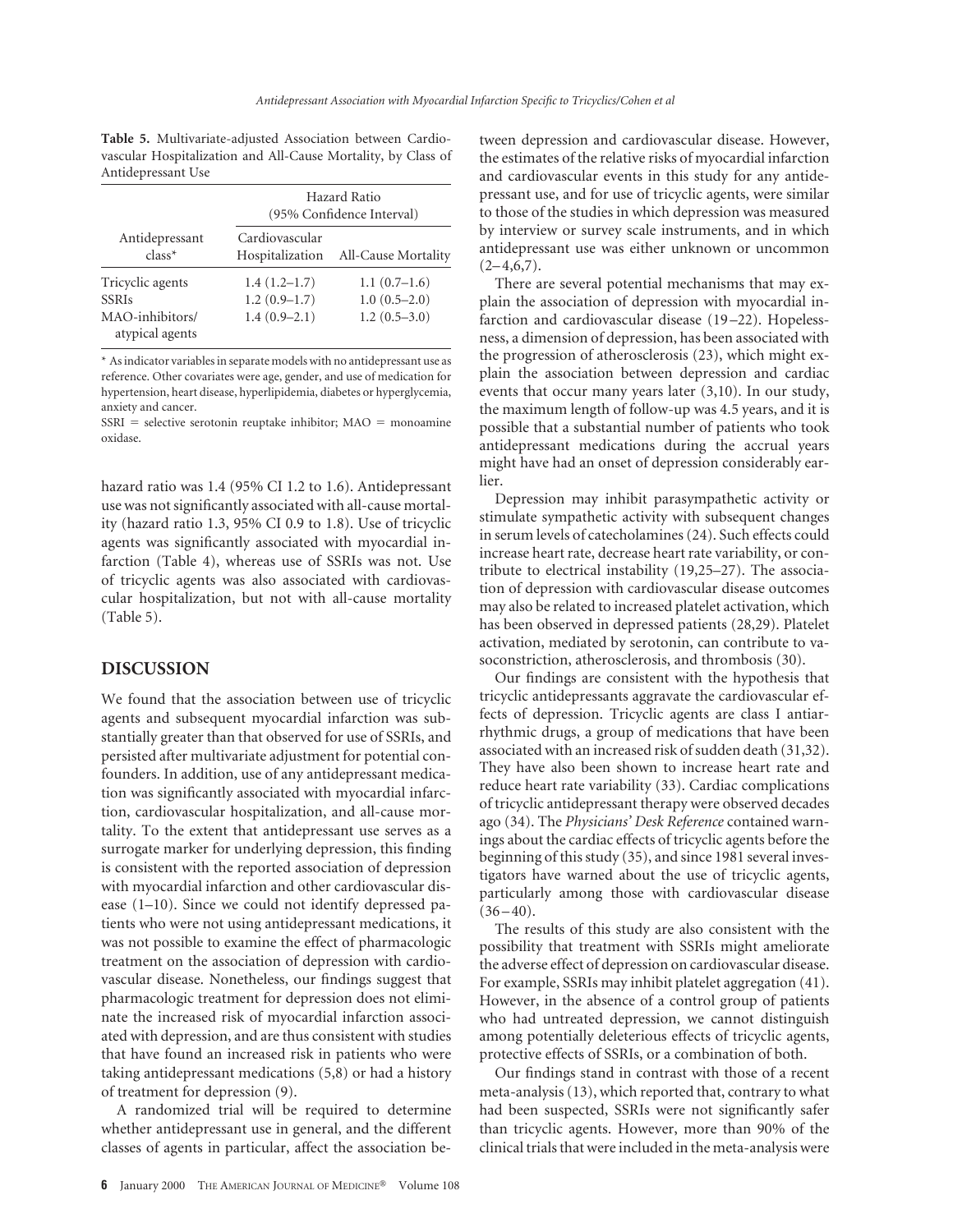**Table 5.** Multivariate-adjusted Association between Cardiovascular Hospitalization and All-Cause Mortality, by Class of Antidepressant Use

| Antidepressant class* | Hazard Ratio (95% Confidence Interval) | |
|---|---|---|
| | Cardiovascular Hospitalization | All-Cause Mortality |
| Tricyclic agents | 1.4 (1.2–1.7) | 1.1 (0.7–1.6) |
| SSRIs | 1.2 (0.9–1.7) | 1.0 (0.5–2.0) |
| MAO-inhibitors/ atypical agents | 1.4 (0.9–2.1) | 1.2 (0.5–3.0) |

* As indicator variables in separate models with no antidepressant use as reference. Other covariates were age, gender, and use of medication for hypertension, heart disease, hyperlipidemia, diabetes or hyperglycemia, anxiety and cancer.

SSRI = selective serotonin reuptake inhibitor; MAO = monoamine oxidase.

hazard ratio was 1.4 (95% CI 1.2 to 1.6). Antidepressant use was not significantly associated with all-cause mortality (hazard ratio 1.3, 95% CI 0.9 to 1.8). Use of tricyclic agents was significantly associated with myocardial infarction (Table 4), whereas use of SSRIs was not. Use of tricyclic agents was also associated with cardiovascular hospitalization, but not with all-cause mortality (Table 5).

## DISCUSSION

We found that the association between use of tricyclic agents and subsequent myocardial infarction was substantially greater than that observed for use of SSRIs, and persisted after multivariate adjustment for potential confounders. In addition, use of any antidepressant medication was significantly associated with myocardial infarction, cardiovascular hospitalization, and all-cause mortality. To the extent that antidepressant use serves as a surrogate marker for underlying depression, this finding is consistent with the reported association of depression with myocardial infarction and other cardiovascular disease (1–10). Since we could not identify depressed patients who were not using antidepressant medications, it was not possible to examine the effect of pharmacologic treatment on the association of depression with cardiovascular disease. Nonetheless, our findings suggest that pharmacologic treatment for depression does not eliminate the increased risk of myocardial infarction associated with depression, and are thus consistent with studies that have found an increased risk in patients who were taking antidepressant medications (5,8) or had a history of treatment for depression (9).

A randomized trial will be required to determine whether antidepressant use in general, and the different classes of agents in particular, affect the association between depression and cardiovascular disease. However, the estimates of the relative risks of myocardial infarction and cardiovascular events in this study for any antidepressant use, and for use of tricyclic agents, were similar to those of the studies in which depression was measured by interview or survey scale instruments, and in which antidepressant use was either unknown or uncommon (2–4,6,7).

There are several potential mechanisms that may explain the association of depression with myocardial infarction and cardiovascular disease (19–22). Hopelessness, a dimension of depression, has been associated with the progression of atherosclerosis (23), which might explain the association between depression and cardiac events that occur many years later (3,10). In our study, the maximum length of follow-up was 4.5 years, and it is possible that a substantial number of patients who took antidepressant medications during the accrual years might have had an onset of depression considerably earlier.

Depression may inhibit parasympathetic activity or stimulate sympathetic activity with subsequent changes in serum levels of catecholamines (24). Such effects could increase heart rate, decrease heart rate variability, or contribute to electrical instability (19,25–27). The association of depression with cardiovascular disease outcomes may also be related to increased platelet activation, which has been observed in depressed patients (28,29). Platelet activation, mediated by serotonin, can contribute to vasoconstriction, atherosclerosis, and thrombosis (30).

Our findings are consistent with the hypothesis that tricyclic antidepressants aggravate the cardiovascular effects of depression. Tricyclic agents are class I antiarrhythmic drugs, a group of medications that have been associated with an increased risk of sudden death (31,32). They have also been shown to increase heart rate and reduce heart rate variability (33). Cardiac complications of tricyclic antidepressant therapy were observed decades ago (34). The *Physicians' Desk Reference* contained warnings about the cardiac effects of tricyclic agents before the beginning of this study (35), and since 1981 several investigators have warned about the use of tricyclic agents, particularly among those with cardiovascular disease (36–40).

The results of this study are also consistent with the possibility that treatment with SSRIs might ameliorate the adverse effect of depression on cardiovascular disease. For example, SSRIs may inhibit platelet aggregation (41). However, in the absence of a control group of patients who had untreated depression, we cannot distinguish among potentially deleterious effects of tricyclic agents, protective effects of SSRIs, or a combination of both.

Our findings stand in contrast with those of a recent meta-analysis (13), which reported that, contrary to what had been suspected, SSRIs were not significantly safer than tricyclic agents. However, more than 90% of the clinical trials that were included in the meta-analysis were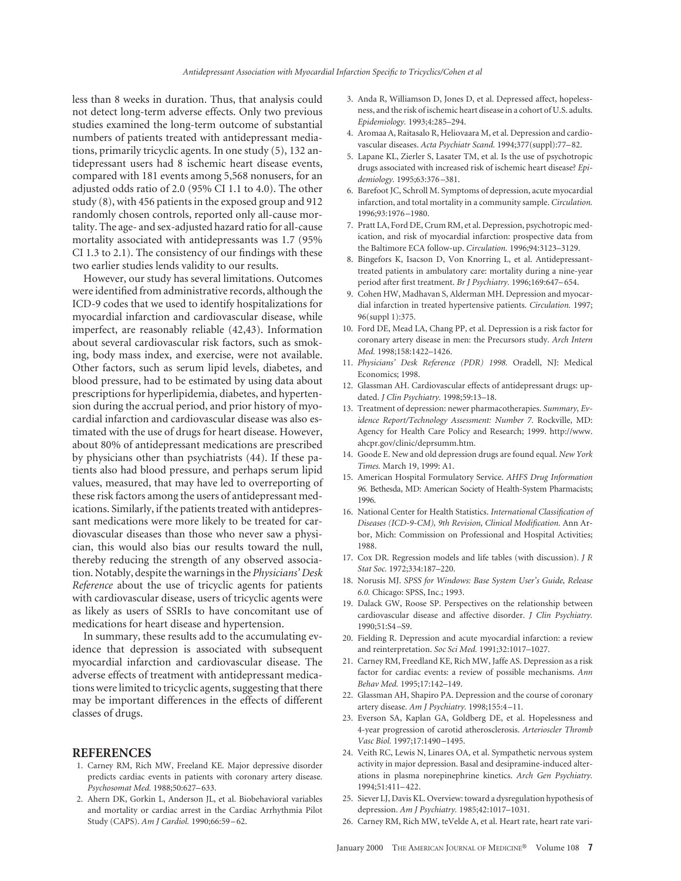less than 8 weeks in duration. Thus, that analysis could not detect long-term adverse effects. Only two previous studies examined the long-term outcome of substantial numbers of patients treated with antidepressant mediations, primarily tricyclic agents. In one study (5), 132 antidepressant users had 8 ischemic heart disease events, compared with 181 events among 5,568 nonusers, for an adjusted odds ratio of 2.0 (95% CI 1.1 to 4.0). The other study (8), with 456 patients in the exposed group and 912 randomly chosen controls, reported only all-cause mortality. The age- and sex-adjusted hazard ratio for all-cause mortality associated with antidepressants was 1.7 (95% CI 1.3 to 2.1). The consistency of our findings with these two earlier studies lends validity to our results.

However, our study has several limitations. Outcomes were identified from administrative records, although the ICD-9 codes that we used to identify hospitalizations for myocardial infarction and cardiovascular disease, while imperfect, are reasonably reliable (42,43). Information about several cardiovascular risk factors, such as smoking, body mass index, and exercise, were not available. Other factors, such as serum lipid levels, diabetes, and blood pressure, had to be estimated by using data about prescriptions for hyperlipidemia, diabetes, and hypertension during the accrual period, and prior history of myocardial infarction and cardiovascular disease was also estimated with the use of drugs for heart disease. However, about 80% of antidepressant medications are prescribed by physicians other than psychiatrists (44). If these patients also had blood pressure, and perhaps serum lipid values, measured, that may have led to overreporting of these risk factors among the users of antidepressant medications. Similarly, if the patients treated with antidepressant medications were more likely to be treated for cardiovascular diseases than those who never saw a physician, this would also bias our results toward the null, thereby reducing the strength of any observed association. Notably, despite the warnings in the *Physicians' Desk Reference* about the use of tricyclic agents for patients with cardiovascular disease, users of tricyclic agents were as likely as users of SSRIs to have concomitant use of medications for heart disease and hypertension.

In summary, these results add to the accumulating evidence that depression is associated with subsequent myocardial infarction and cardiovascular disease. The adverse effects of treatment with antidepressant medications were limited to tricyclic agents, suggesting that there may be important differences in the effects of different classes of drugs.

## REFERENCES

1. Carney RM, Rich MW, Freeland KE. Major depressive disorder predicts cardiac events in patients with coronary artery disease. *Psychosomat Med.* 1988;50:627–633.
2. Ahern DK, Gorkin L, Anderson JL, et al. Biobehavioral variables and mortality or cardiac arrest in the Cardiac Arrhythmia Pilot Study (CAPS). *Am J Cardiol.* 1990;66:59–62.
3. Anda R, Williamson D, Jones D, et al. Depressed affect, hopelessness, and the risk of ischemic heart disease in a cohort of U.S. adults. *Epidemiology.* 1993;4:285–294.
4. Aromaa A, Raitasalo R, Heliovaara M, et al. Depression and cardiovascular diseases. *Acta Psychiatr Scand.* 1994;377(suppl):77–82.
5. Lapane KL, Zierler S, Lasater TM, et al. Is the use of psychotropic drugs associated with increased risk of ischemic heart disease? *Epidemiology.* 1995;63:376–381.
6. Barefoot JC, Schroll M. Symptoms of depression, acute myocardial infarction, and total mortality in a community sample. *Circulation.* 1996;93:1976–1980.
7. Pratt LA, Ford DE, Crum RM, et al. Depression, psychotropic medication, and risk of myocardial infarction: prospective data from the Baltimore ECA follow-up. *Circulation.* 1996;94:3123–3129.
8. Bingefors K, Isacson D, Von Knorring L, et al. Antidepressant-treated patients in ambulatory care: mortality during a nine-year period after first treatment. *Br J Psychiatry.* 1996;169:647–654.
9. Cohen HW, Madhavan S, Alderman MH. Depression and myocardial infarction in treated hypertensive patients. *Circulation.* 1997;96(suppl 1):375.
10. Ford DE, Mead LA, Chang PP, et al. Depression is a risk factor for coronary artery disease in men: the Precursors study. *Arch Intern Med.* 1998;158:1422–1426.
11. *Physicians' Desk Reference (PDR) 1998.* Oradell, NJ: Medical Economics; 1998.
12. Glassman AH. Cardiovascular effects of antidepressant drugs: updated. *J Clin Psychiatry.* 1998;59:13–18.
13. Treatment of depression: newer pharmacotherapies. *Summary, Evidence Report/Technology Assessment: Number 7.* Rockville, MD: Agency for Health Care Policy and Research; 1999. http://www.ahcpr.gov/clinic/deprsumm.htm.
14. Goode E. New and old depression drugs are found equal. *New York Times.* March 19, 1999: A1.
15. American Hospital Formulatory Service. *AHFS Drug Information 96.* Bethesda, MD: American Society of Health-System Pharmacists; 1996.
16. National Center for Health Statistics. *International Classification of Diseases (ICD-9-CM), 9th Revision, Clinical Modification.* Ann Arbor, Mich: Commission on Professional and Hospital Activities; 1988.
17. Cox DR. Regression models and life tables (with discussion). *J R Stat Soc.* 1972;334:187–220.
18. Norusis MJ. *SPSS for Windows: Base System User's Guide, Release 6.0.* Chicago: SPSS, Inc.; 1993.
19. Dalack GW, Roose SP. Perspectives on the relationship between cardiovascular disease and affective disorder. *J Clin Psychiatry.* 1990;51:S4–S9.
20. Fielding R. Depression and acute myocardial infarction: a review and reinterpretation. *Soc Sci Med.* 1991;32:1017–1027.
21. Carney RM, Freedland KE, Rich MW, Jaffe AS. Depression as a risk factor for cardiac events: a review of possible mechanisms. *Ann Behav Med.* 1995;17:142–149.
22. Glassman AH, Shapiro PA. Depression and the course of coronary artery disease. *Am J Psychiatry.* 1998;155:4–11.
23. Everson SA, Kaplan GA, Goldberg DE, et al. Hopelessness and 4-year progression of carotid atherosclerosis. *Arterioscler Thromb Vasc Biol.* 1997;17:1490–1495.
24. Veith RC, Lewis N, Linares OA, et al. Sympathetic nervous system activity in major depression. Basal and desipramine-induced alterations in plasma norepinephrine kinetics. *Arch Gen Psychiatry.* 1994;51:411–422.
25. Siever LJ, Davis KL. Overview: toward a dysregulation hypothesis of depression. *Am J Psychiatry.* 1985;42:1017–1031.
26. Carney RM, Rich MW, teVelde A, et al. Heart rate, heart rate vari-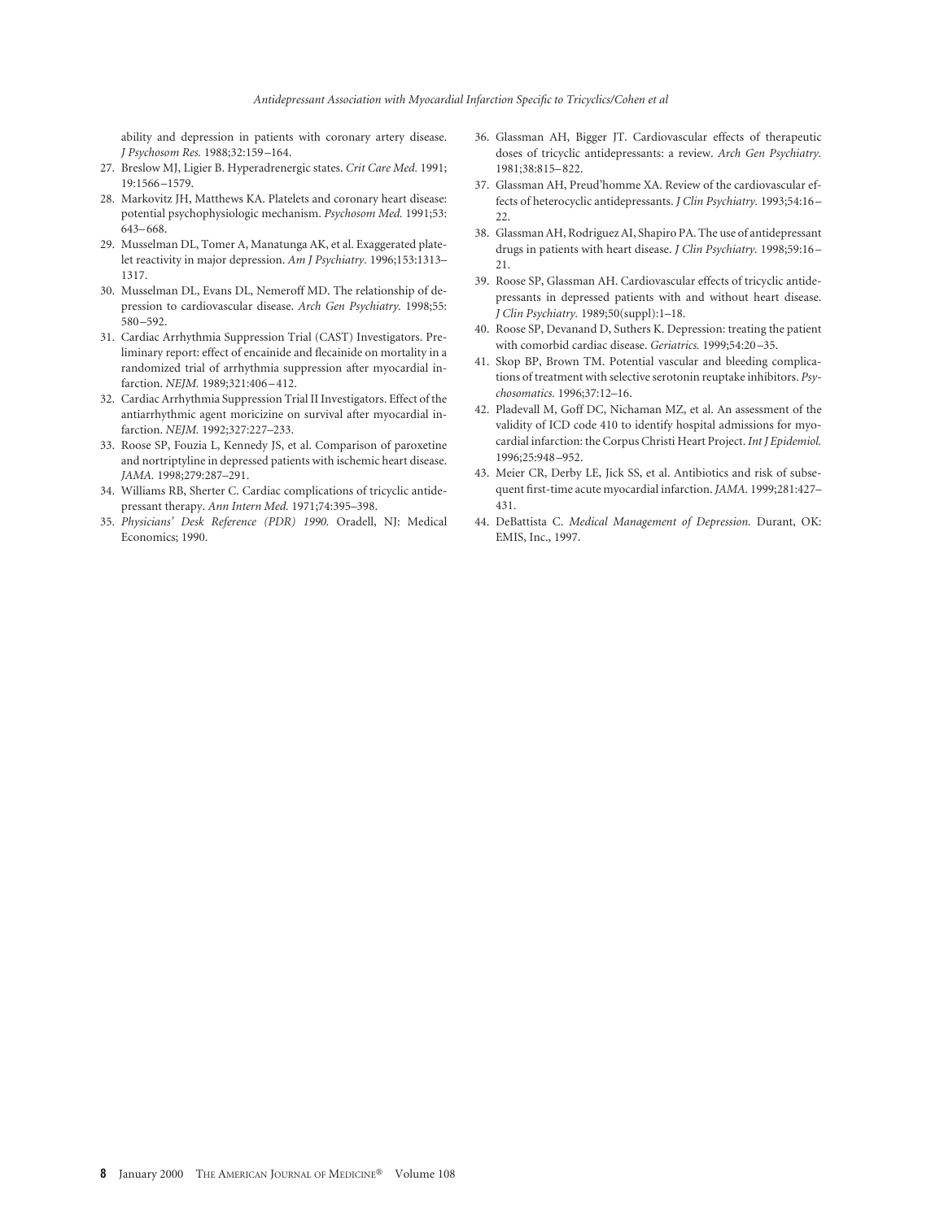ability and depression in patients with coronary artery disease. *J Psychosom Res.* 1988;32:159–164.

27. Breslow MJ, Ligier B. Hyperadrenergic states. *Crit Care Med.* 1991; 19:1566–1579.
28. Markovitz JH, Matthews KA. Platelets and coronary heart disease: potential psychophysiologic mechanism. *Psychosom Med.* 1991;53: 643–668.
29. Musselman DL, Tomer A, Manatunga AK, et al. Exaggerated platelet reactivity in major depression. *Am J Psychiatry.* 1996;153:1313–1317.
30. Musselman DL, Evans DL, Nemeroff MD. The relationship of depression to cardiovascular disease. *Arch Gen Psychiatry.* 1998;55: 580–592.
31. Cardiac Arrhythmia Suppression Trial (CAST) Investigators. Preliminary report: effect of encainide and flecainide on mortality in a randomized trial of arrhythmia suppression after myocardial infarction. *NEJM.* 1989;321:406–412.
32. Cardiac Arrhythmia Suppression Trial II Investigators. Effect of the antiarrhythmic agent moricizine on survival after myocardial infarction. *NEJM.* 1992;327:227–233.
33. Roose SP, Fouzia L, Kennedy JS, et al. Comparison of paroxetine and nortriptyline in depressed patients with ischemic heart disease. *JAMA.* 1998;279:287–291.
34. Williams RB, Sherter C. Cardiac complications of tricyclic antidepressant therapy. *Ann Intern Med.* 1971;74:395–398.
35. *Physicians' Desk Reference (PDR) 1990.* Oradell, NJ: Medical Economics; 1990.
36. Glassman AH, Bigger JT. Cardiovascular effects of therapeutic doses of tricyclic antidepressants: a review. *Arch Gen Psychiatry.* 1981;38:815–822.
37. Glassman AH, Preud'homme XA. Review of the cardiovascular effects of heterocyclic antidepressants. *J Clin Psychiatry.* 1993;54:16–22.
38. Glassman AH, Rodriguez AI, Shapiro PA. The use of antidepressant drugs in patients with heart disease. *J Clin Psychiatry.* 1998;59:16–21.
39. Roose SP, Glassman AH. Cardiovascular effects of tricyclic antidepressants in depressed patients with and without heart disease. *J Clin Psychiatry.* 1989;50(suppl):1–18.
40. Roose SP, Devanand D, Suthers K. Depression: treating the patient with comorbid cardiac disease. *Geriatrics.* 1999;54:20–35.
41. Skop BP, Brown TM. Potential vascular and bleeding complications of treatment with selective serotonin reuptake inhibitors. *Psychosomatics.* 1996;37:12–16.
42. Pladevall M, Goff DC, Nichaman MZ, et al. An assessment of the validity of ICD code 410 to identify hospital admissions for myocardial infarction: the Corpus Christi Heart Project. *Int J Epidemiol.* 1996;25:948–952.
43. Meier CR, Derby LE, Jick SS, et al. Antibiotics and risk of subsequent first-time acute myocardial infarction. *JAMA.* 1999;281:427–431.
44. DeBattista C. *Medical Management of Depression.* Durant, OK: EMIS, Inc., 1997.